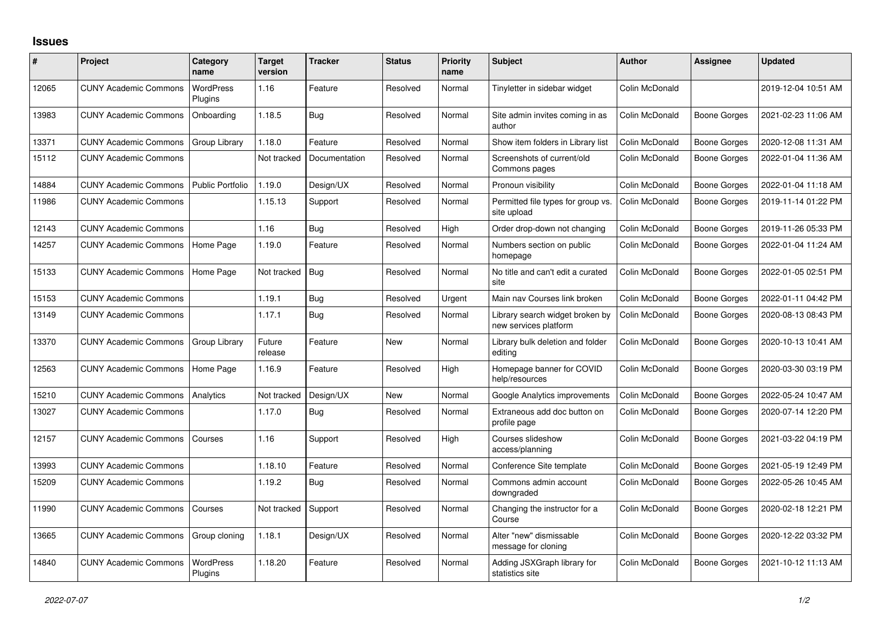# Issues

| # | Project | Category name | Target version | Tracker | Status | Priority name | Subject | Author | Assignee | Updated |
|---|---|---|---|---|---|---|---|---|---|---|
| 12065 | CUNY Academic Commons | WordPress Plugins | 1.16 | Feature | Resolved | Normal | Tinyletter in sidebar widget | Colin McDonald | | 2019-12-04 10:51 AM |
| 13983 | CUNY Academic Commons | Onboarding | 1.18.5 | Bug | Resolved | Normal | Site admin invites coming in as author | Colin McDonald | Boone Gorges | 2021-02-23 11:06 AM |
| 13371 | CUNY Academic Commons | Group Library | 1.18.0 | Feature | Resolved | Normal | Show item folders in Library list | Colin McDonald | Boone Gorges | 2020-12-08 11:31 AM |
| 15112 | CUNY Academic Commons | | Not tracked | Documentation | Resolved | Normal | Screenshots of current/old Commons pages | Colin McDonald | Boone Gorges | 2022-01-04 11:36 AM |
| 14884 | CUNY Academic Commons | Public Portfolio | 1.19.0 | Design/UX | Resolved | Normal | Pronoun visibility | Colin McDonald | Boone Gorges | 2022-01-04 11:18 AM |
| 11986 | CUNY Academic Commons | | 1.15.13 | Support | Resolved | Normal | Permitted file types for group vs. site upload | Colin McDonald | Boone Gorges | 2019-11-14 01:22 PM |
| 12143 | CUNY Academic Commons | | 1.16 | Bug | Resolved | High | Order drop-down not changing | Colin McDonald | Boone Gorges | 2019-11-26 05:33 PM |
| 14257 | CUNY Academic Commons | Home Page | 1.19.0 | Feature | Resolved | Normal | Numbers section on public homepage | Colin McDonald | Boone Gorges | 2022-01-04 11:24 AM |
| 15133 | CUNY Academic Commons | Home Page | Not tracked | Bug | Resolved | Normal | No title and can't edit a curated site | Colin McDonald | Boone Gorges | 2022-01-05 02:51 PM |
| 15153 | CUNY Academic Commons | | 1.19.1 | Bug | Resolved | Urgent | Main nav Courses link broken | Colin McDonald | Boone Gorges | 2022-01-11 04:42 PM |
| 13149 | CUNY Academic Commons | | 1.17.1 | Bug | Resolved | Normal | Library search widget broken by new services platform | Colin McDonald | Boone Gorges | 2020-08-13 08:43 PM |
| 13370 | CUNY Academic Commons | Group Library | Future release | Feature | New | Normal | Library bulk deletion and folder editing | Colin McDonald | Boone Gorges | 2020-10-13 10:41 AM |
| 12563 | CUNY Academic Commons | Home Page | 1.16.9 | Feature | Resolved | High | Homepage banner for COVID help/resources | Colin McDonald | Boone Gorges | 2020-03-30 03:19 PM |
| 15210 | CUNY Academic Commons | Analytics | Not tracked | Design/UX | New | Normal | Google Analytics improvements | Colin McDonald | Boone Gorges | 2022-05-24 10:47 AM |
| 13027 | CUNY Academic Commons | | 1.17.0 | Bug | Resolved | Normal | Extraneous add doc button on profile page | Colin McDonald | Boone Gorges | 2020-07-14 12:20 PM |
| 12157 | CUNY Academic Commons | Courses | 1.16 | Support | Resolved | High | Courses slideshow access/planning | Colin McDonald | Boone Gorges | 2021-03-22 04:19 PM |
| 13993 | CUNY Academic Commons | | 1.18.10 | Feature | Resolved | Normal | Conference Site template | Colin McDonald | Boone Gorges | 2021-05-19 12:49 PM |
| 15209 | CUNY Academic Commons | | 1.19.2 | Bug | Resolved | Normal | Commons admin account downgraded | Colin McDonald | Boone Gorges | 2022-05-26 10:45 AM |
| 11990 | CUNY Academic Commons | Courses | Not tracked | Support | Resolved | Normal | Changing the instructor for a Course | Colin McDonald | Boone Gorges | 2020-02-18 12:21 PM |
| 13665 | CUNY Academic Commons | Group cloning | 1.18.1 | Design/UX | Resolved | Normal | Alter "new" dismissable message for cloning | Colin McDonald | Boone Gorges | 2020-12-22 03:32 PM |
| 14840 | CUNY Academic Commons | WordPress Plugins | 1.18.20 | Feature | Resolved | Normal | Adding JSXGraph library for statistics site | Colin McDonald | Boone Gorges | 2021-10-12 11:13 AM |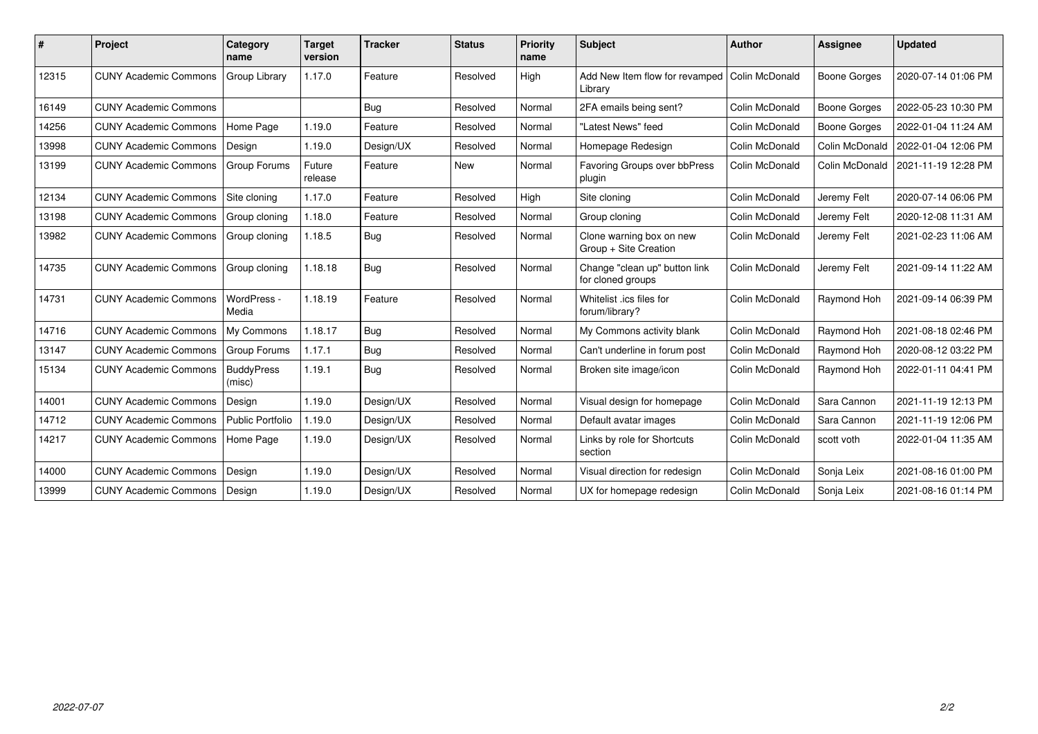| # | Project | Category name | Target version | Tracker | Status | Priority name | Subject | Author | Assignee | Updated |
|---|---|---|---|---|---|---|---|---|---|---|
| 12315 | CUNY Academic Commons | Group Library | 1.17.0 | Feature | Resolved | High | Add New Item flow for revamped Library | Colin McDonald | Boone Gorges | 2020-07-14 01:06 PM |
| 16149 | CUNY Academic Commons | | | Bug | Resolved | Normal | 2FA emails being sent? | Colin McDonald | Boone Gorges | 2022-05-23 10:30 PM |
| 14256 | CUNY Academic Commons | Home Page | 1.19.0 | Feature | Resolved | Normal | "Latest News" feed | Colin McDonald | Boone Gorges | 2022-01-04 11:24 AM |
| 13998 | CUNY Academic Commons | Design | 1.19.0 | Design/UX | Resolved | Normal | Homepage Redesign | Colin McDonald | Colin McDonald | 2022-01-04 12:06 PM |
| 13199 | CUNY Academic Commons | Group Forums | Future release | Feature | New | Normal | Favoring Groups over bbPress plugin | Colin McDonald | Colin McDonald | 2021-11-19 12:28 PM |
| 12134 | CUNY Academic Commons | Site cloning | 1.17.0 | Feature | Resolved | High | Site cloning | Colin McDonald | Jeremy Felt | 2020-07-14 06:06 PM |
| 13198 | CUNY Academic Commons | Group cloning | 1.18.0 | Feature | Resolved | Normal | Group cloning | Colin McDonald | Jeremy Felt | 2020-12-08 11:31 AM |
| 13982 | CUNY Academic Commons | Group cloning | 1.18.5 | Bug | Resolved | Normal | Clone warning box on new Group + Site Creation | Colin McDonald | Jeremy Felt | 2021-02-23 11:06 AM |
| 14735 | CUNY Academic Commons | Group cloning | 1.18.18 | Bug | Resolved | Normal | Change "clean up" button link for cloned groups | Colin McDonald | Jeremy Felt | 2021-09-14 11:22 AM |
| 14731 | CUNY Academic Commons | WordPress - Media | 1.18.19 | Feature | Resolved | Normal | Whitelist .ics files for forum/library? | Colin McDonald | Raymond Hoh | 2021-09-14 06:39 PM |
| 14716 | CUNY Academic Commons | My Commons | 1.18.17 | Bug | Resolved | Normal | My Commons activity blank | Colin McDonald | Raymond Hoh | 2021-08-18 02:46 PM |
| 13147 | CUNY Academic Commons | Group Forums | 1.17.1 | Bug | Resolved | Normal | Can't underline in forum post | Colin McDonald | Raymond Hoh | 2020-08-12 03:22 PM |
| 15134 | CUNY Academic Commons | BuddyPress (misc) | 1.19.1 | Bug | Resolved | Normal | Broken site image/icon | Colin McDonald | Raymond Hoh | 2022-01-11 04:41 PM |
| 14001 | CUNY Academic Commons | Design | 1.19.0 | Design/UX | Resolved | Normal | Visual design for homepage | Colin McDonald | Sara Cannon | 2021-11-19 12:13 PM |
| 14712 | CUNY Academic Commons | Public Portfolio | 1.19.0 | Design/UX | Resolved | Normal | Default avatar images | Colin McDonald | Sara Cannon | 2021-11-19 12:06 PM |
| 14217 | CUNY Academic Commons | Home Page | 1.19.0 | Design/UX | Resolved | Normal | Links by role for Shortcuts section | Colin McDonald | scott voth | 2022-01-04 11:35 AM |
| 14000 | CUNY Academic Commons | Design | 1.19.0 | Design/UX | Resolved | Normal | Visual direction for redesign | Colin McDonald | Sonja Leix | 2021-08-16 01:00 PM |
| 13999 | CUNY Academic Commons | Design | 1.19.0 | Design/UX | Resolved | Normal | UX for homepage redesign | Colin McDonald | Sonja Leix | 2021-08-16 01:14 PM |